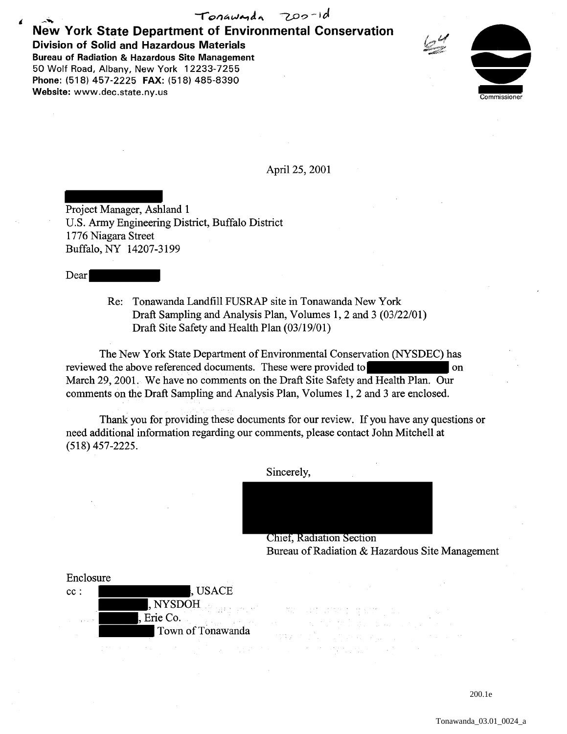Tonawanda 200-1d

**New York State Department of Environmental Conservation**
**Division of Solid and Hazardous Materials**
**Bureau of Radiation & Hazardous Site Management**
50 Wolf Road, Albany, New York 12233-7255
**Phone:** (518) 457-2225 **FAX:** (518) 485-8390
**Website:** www.dec.state.ny.us

64

Commissioner

April 25, 2001

Project Manager, Ashland 1
U.S. Army Engineering District, Buffalo District
1776 Niagara Street
Buffalo, NY 14207-3199

Dear

Re: Tonawanda Landfill FUSRAP site in Tonawanda New York
Draft Sampling and Analysis Plan, Volumes 1, 2 and 3 (03/22/01)
Draft Site Safety and Health Plan (03/19/01)

The New York State Department of Environmental Conservation (NYSDEC) has reviewed the above referenced documents. These were provided to on March 29, 2001. We have no comments on the Draft Site Safety and Health Plan. Our comments on the Draft Sampling and Analysis Plan, Volumes 1, 2 and 3 are enclosed.

Thank you for providing these documents for our review. If you have any questions or need additional information regarding our comments, please contact John Mitchell at (518) 457-2225.

Sincerely,

Chief, Radiation Section
Bureau of Radiation & Hazardous Site Management

Enclosure

cc: , USACE
, NYSDOH
, Erie Co.
Town of Tonawanda

200.1e

Tonawanda_03.01_0024_a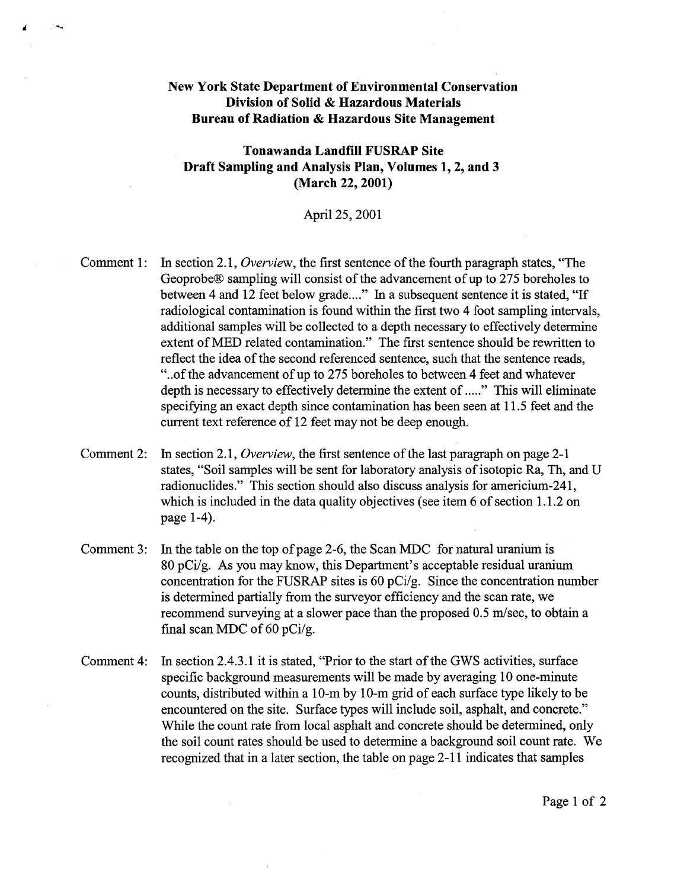**New York State Department of Environmental Conservation**
**Division of Solid & Hazardous Materials**
**Bureau of Radiation & Hazardous Site Management**

**Tonawanda Landfill FUSRAP Site**
**Draft Sampling and Analysis Plan, Volumes 1, 2, and 3**
**(March 22, 2001)**

April 25, 2001

Comment 1: In section 2.1, *Overview*, the first sentence of the fourth paragraph states, "The Geoprobe® sampling will consist of the advancement of up to 275 boreholes to between 4 and 12 feet below grade...." In a subsequent sentence it is stated, "If radiological contamination is found within the first two 4 foot sampling intervals, additional samples will be collected to a depth necessary to effectively determine extent of MED related contamination." The first sentence should be rewritten to reflect the idea of the second referenced sentence, such that the sentence reads, "..of the advancement of up to 275 boreholes to between 4 feet and whatever depth is necessary to effectively determine the extent of ....." This will eliminate specifying an exact depth since contamination has been seen at 11.5 feet and the current text reference of 12 feet may not be deep enough.

Comment 2: In section 2.1, *Overview*, the first sentence of the last paragraph on page 2-1 states, "Soil samples will be sent for laboratory analysis of isotopic Ra, Th, and U radionuclides." This section should also discuss analysis for americium-241, which is included in the data quality objectives (see item 6 of section 1.1.2 on page 1-4).

Comment 3: In the table on the top of page 2-6, the Scan MDC for natural uranium is 80 pCi/g. As you may know, this Department's acceptable residual uranium concentration for the FUSRAP sites is 60 pCi/g. Since the concentration number is determined partially from the surveyor efficiency and the scan rate, we recommend surveying at a slower pace than the proposed 0.5 m/sec, to obtain a final scan MDC of 60 pCi/g.

Comment 4: In section 2.4.3.1 it is stated, "Prior to the start of the GWS activities, surface specific background measurements will be made by averaging 10 one-minute counts, distributed within a 10-m by 10-m grid of each surface type likely to be encountered on the site. Surface types will include soil, asphalt, and concrete." While the count rate from local asphalt and concrete should be determined, only the soil count rates should be used to determine a background soil count rate. We recognized that in a later section, the table on page 2-11 indicates that samples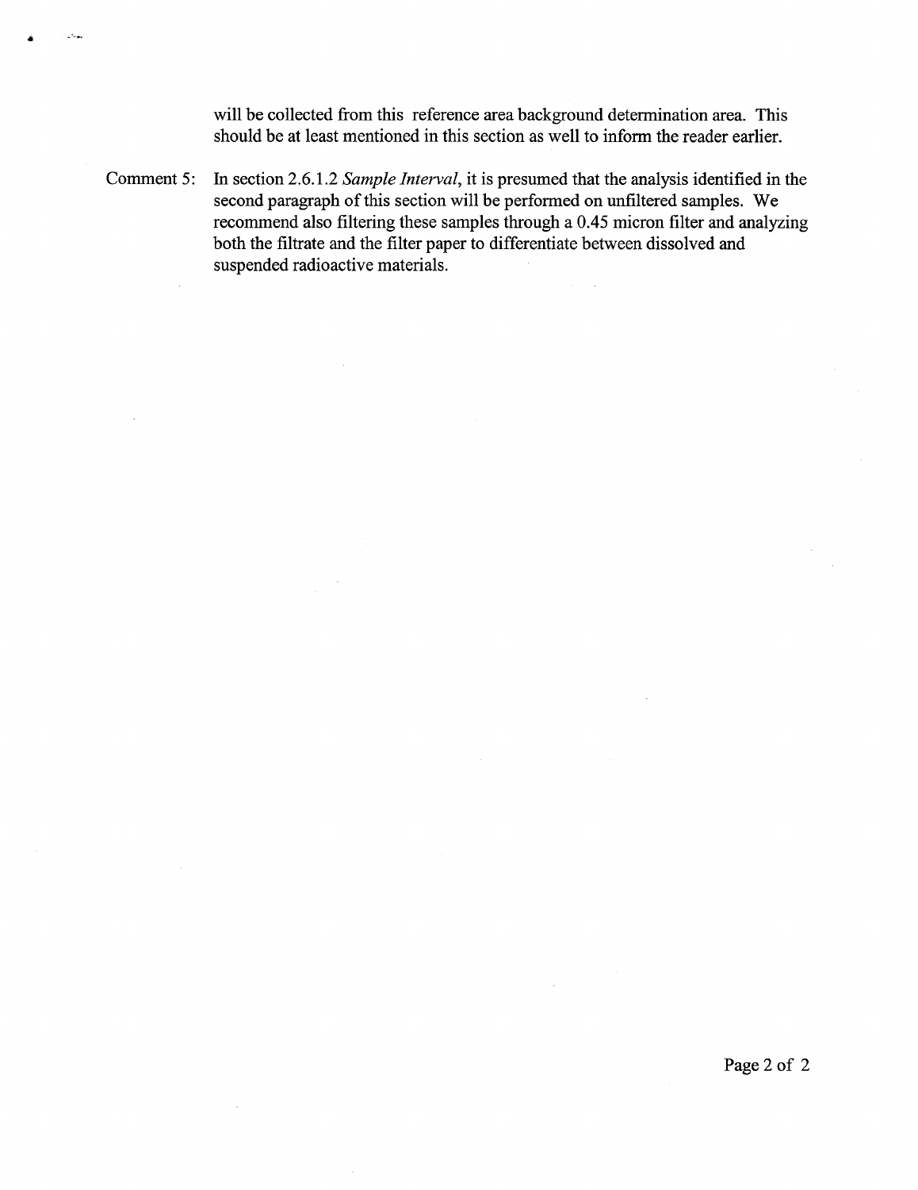will be collected from this reference area background determination area. This should be at least mentioned in this section as well to inform the reader earlier.

Comment 5: In section 2.6.1.2 *Sample Interval*, it is presumed that the analysis identified in the second paragraph of this section will be performed on unfiltered samples. We recommend also filtering these samples through a 0.45 micron filter and analyzing both the filtrate and the filter paper to differentiate between dissolved and suspended radioactive materials.